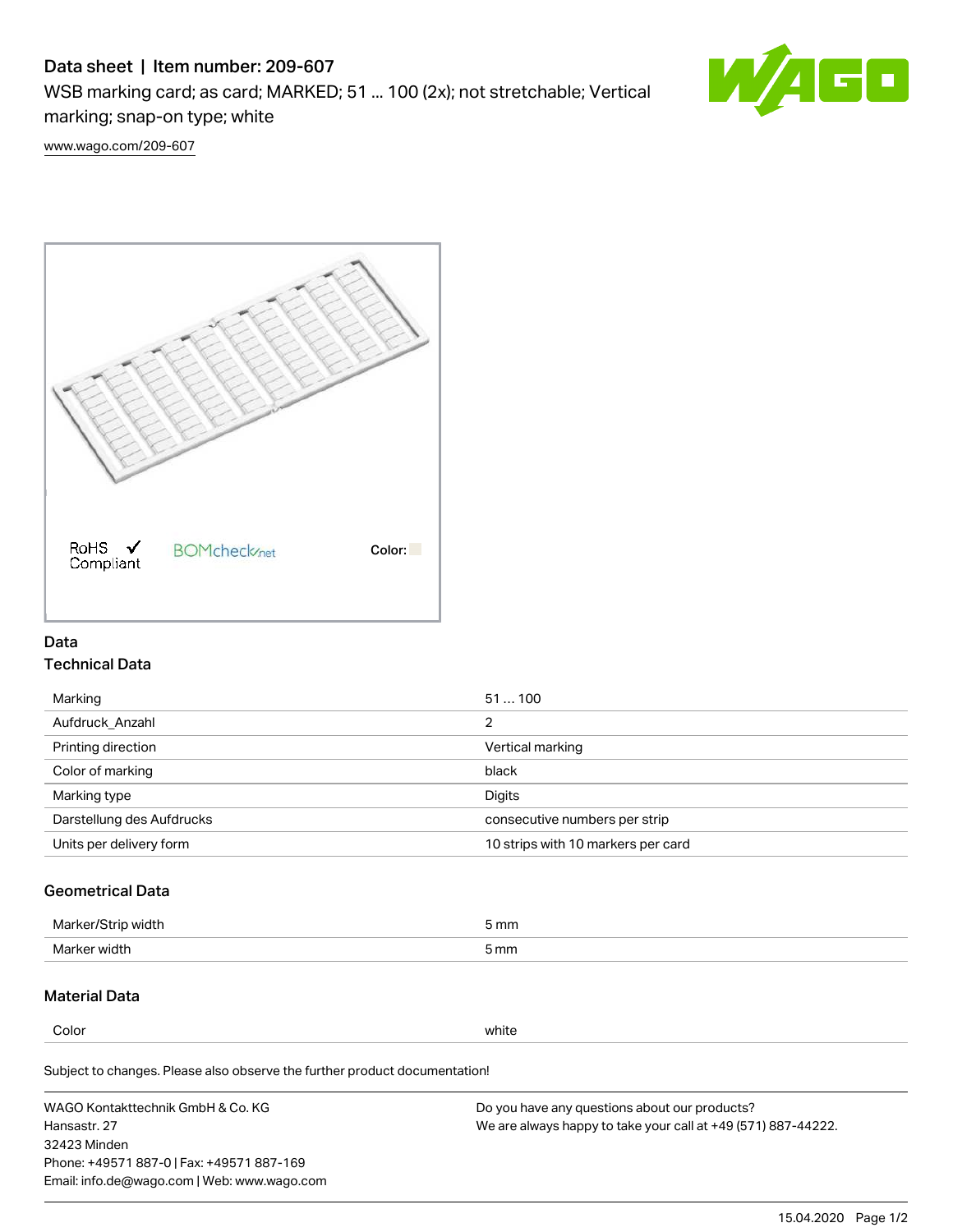# Data sheet | Item number: 209-607

WSB marking card; as card; MARKED; 51 ... 100 (2x); not stretchable; Vertical marking; snap-on type; white

www.wago.com/209-607

RoHS ✓ Compliant

BOMcheck.net

Color:

## Data

### Technical Data

| | |
|---|---|
| Marking | 51 … 100 |
| Aufdruck_Anzahl | 2 |
| Printing direction | Vertical marking |
| Color of marking | black |
| Marking type | Digits |
| Darstellung des Aufdrucks | consecutive numbers per strip |
| Units per delivery form | 10 strips with 10 markers per card |

### Geometrical Data

| | |
|---|---|
| Marker/Strip width | 5 mm |
| Marker width | 5 mm |

### Material Data

| | |
|---|---|
| Color | white |

Subject to changes. Please also observe the further product documentation!

WAGO Kontakttechnik GmbH & Co. KG
Hansastr. 27
32423 Minden
Phone: +49571 887-0 | Fax: +49571 887-169
Email: info.de@wago.com | Web: www.wago.com

Do you have any questions about our products?
We are always happy to take your call at +49 (571) 887-44222.

15.04.2020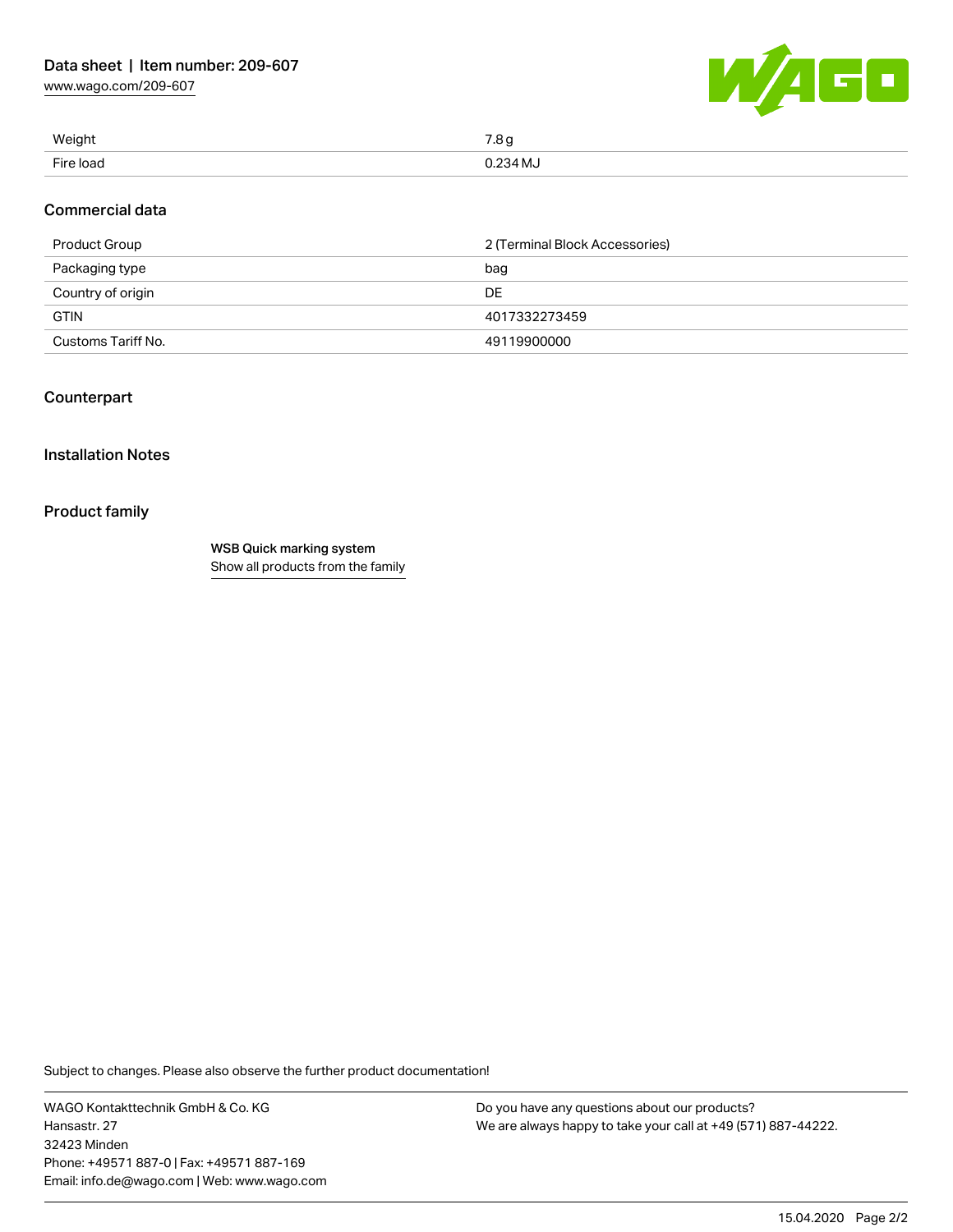| | |
|---|---|
| Weight | 7.8 g |
| Fire load | 0.234 MJ |

## Commercial data

| | |
|---|---|
| Product Group | 2 (Terminal Block Accessories) |
| Packaging type | bag |
| Country of origin | DE |
| GTIN | 4017332273459 |
| Customs Tariff No. | 49119900000 |

## Counterpart

## Installation Notes

## Product family

**WSB Quick marking system**
Show all products from the family

Subject to changes. Please also observe the further product documentation!

WAGO Kontakttechnik GmbH & Co. KG
Hansastr. 27
32423 Minden
Phone: +49571 887-0 | Fax: +49571 887-169
Email: info.de@wago.com | Web: www.wago.com

Do you have any questions about our products?
We are always happy to take your call at +49 (571) 887-44222.